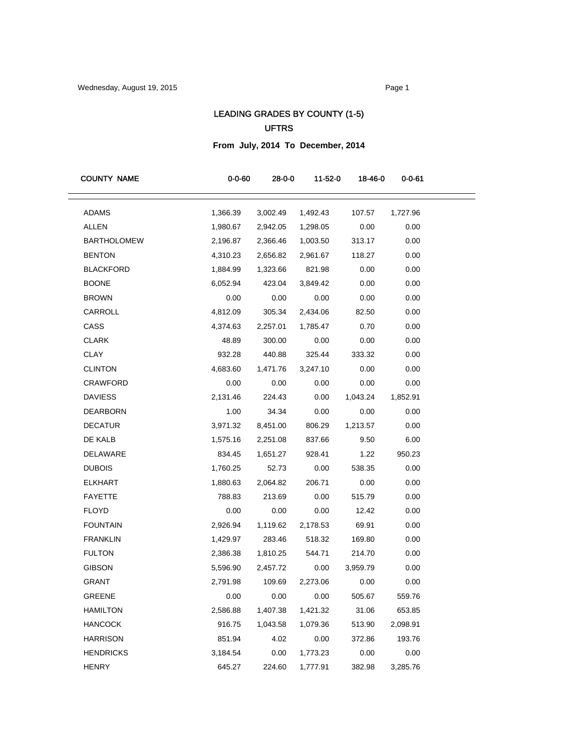# LEADING GRADES BY COUNTY (1-5)

## UFTRS

**From July, 2014 To December, 2014**

| COUNTY NAME | 0-0-60 | 28-0-0 | 11-52-0 | 18-46-0 | 0-0-61 |
|---|---|---|---|---|---|
| ADAMS | 1,366.39 | 3,002.49 | 1,492.43 | 107.57 | 1,727.96 |
| ALLEN | 1,980.67 | 2,942.05 | 1,298.05 | 0.00 | 0.00 |
| BARTHOLOMEW | 2,196.87 | 2,366.46 | 1,003.50 | 313.17 | 0.00 |
| BENTON | 4,310.23 | 2,656.82 | 2,961.67 | 118.27 | 0.00 |
| BLACKFORD | 1,884.99 | 1,323.66 | 821.98 | 0.00 | 0.00 |
| BOONE | 6,052.94 | 423.04 | 3,849.42 | 0.00 | 0.00 |
| BROWN | 0.00 | 0.00 | 0.00 | 0.00 | 0.00 |
| CARROLL | 4,812.09 | 305.34 | 2,434.06 | 82.50 | 0.00 |
| CASS | 4,374.63 | 2,257.01 | 1,785.47 | 0.70 | 0.00 |
| CLARK | 48.89 | 300.00 | 0.00 | 0.00 | 0.00 |
| CLAY | 932.28 | 440.88 | 325.44 | 333.32 | 0.00 |
| CLINTON | 4,683.60 | 1,471.76 | 3,247.10 | 0.00 | 0.00 |
| CRAWFORD | 0.00 | 0.00 | 0.00 | 0.00 | 0.00 |
| DAVIESS | 2,131.46 | 224.43 | 0.00 | 1,043.24 | 1,852.91 |
| DEARBORN | 1.00 | 34.34 | 0.00 | 0.00 | 0.00 |
| DECATUR | 3,971.32 | 8,451.00 | 806.29 | 1,213.57 | 0.00 |
| DE KALB | 1,575.16 | 2,251.08 | 837.66 | 9.50 | 6.00 |
| DELAWARE | 834.45 | 1,651.27 | 928.41 | 1.22 | 950.23 |
| DUBOIS | 1,760.25 | 52.73 | 0.00 | 538.35 | 0.00 |
| ELKHART | 1,880.63 | 2,064.82 | 206.71 | 0.00 | 0.00 |
| FAYETTE | 788.83 | 213.69 | 0.00 | 515.79 | 0.00 |
| FLOYD | 0.00 | 0.00 | 0.00 | 12.42 | 0.00 |
| FOUNTAIN | 2,926.94 | 1,119.62 | 2,178.53 | 69.91 | 0.00 |
| FRANKLIN | 1,429.97 | 283.46 | 518.32 | 169.80 | 0.00 |
| FULTON | 2,386.38 | 1,810.25 | 544.71 | 214.70 | 0.00 |
| GIBSON | 5,596.90 | 2,457.72 | 0.00 | 3,959.79 | 0.00 |
| GRANT | 2,791.98 | 109.69 | 2,273.06 | 0.00 | 0.00 |
| GREENE | 0.00 | 0.00 | 0.00 | 505.67 | 559.76 |
| HAMILTON | 2,586.88 | 1,407.38 | 1,421.32 | 31.06 | 653.85 |
| HANCOCK | 916.75 | 1,043.58 | 1,079.36 | 513.90 | 2,098.91 |
| HARRISON | 851.94 | 4.02 | 0.00 | 372.86 | 193.76 |
| HENDRICKS | 3,184.54 | 0.00 | 1,773.23 | 0.00 | 0.00 |
| HENRY | 645.27 | 224.60 | 1,777.91 | 382.98 | 3,285.76 |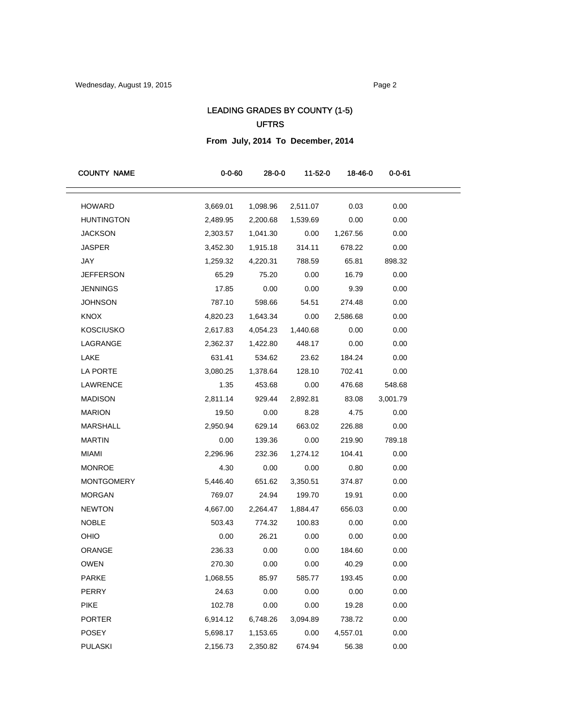# LEADING GRADES BY COUNTY (1-5)

## UFTRS

### From July, 2014 To December, 2014

| COUNTY NAME | 0-0-60 | 28-0-0 | 11-52-0 | 18-46-0 | 0-0-61 |
|---|---|---|---|---|---|
| HOWARD | 3,669.01 | 1,098.96 | 2,511.07 | 0.03 | 0.00 |
| HUNTINGTON | 2,489.95 | 2,200.68 | 1,539.69 | 0.00 | 0.00 |
| JACKSON | 2,303.57 | 1,041.30 | 0.00 | 1,267.56 | 0.00 |
| JASPER | 3,452.30 | 1,915.18 | 314.11 | 678.22 | 0.00 |
| JAY | 1,259.32 | 4,220.31 | 788.59 | 65.81 | 898.32 |
| JEFFERSON | 65.29 | 75.20 | 0.00 | 16.79 | 0.00 |
| JENNINGS | 17.85 | 0.00 | 0.00 | 9.39 | 0.00 |
| JOHNSON | 787.10 | 598.66 | 54.51 | 274.48 | 0.00 |
| KNOX | 4,820.23 | 1,643.34 | 0.00 | 2,586.68 | 0.00 |
| KOSCIUSKO | 2,617.83 | 4,054.23 | 1,440.68 | 0.00 | 0.00 |
| LAGRANGE | 2,362.37 | 1,422.80 | 448.17 | 0.00 | 0.00 |
| LAKE | 631.41 | 534.62 | 23.62 | 184.24 | 0.00 |
| LA PORTE | 3,080.25 | 1,378.64 | 128.10 | 702.41 | 0.00 |
| LAWRENCE | 1.35 | 453.68 | 0.00 | 476.68 | 548.68 |
| MADISON | 2,811.14 | 929.44 | 2,892.81 | 83.08 | 3,001.79 |
| MARION | 19.50 | 0.00 | 8.28 | 4.75 | 0.00 |
| MARSHALL | 2,950.94 | 629.14 | 663.02 | 226.88 | 0.00 |
| MARTIN | 0.00 | 139.36 | 0.00 | 219.90 | 789.18 |
| MIAMI | 2,296.96 | 232.36 | 1,274.12 | 104.41 | 0.00 |
| MONROE | 4.30 | 0.00 | 0.00 | 0.80 | 0.00 |
| MONTGOMERY | 5,446.40 | 651.62 | 3,350.51 | 374.87 | 0.00 |
| MORGAN | 769.07 | 24.94 | 199.70 | 19.91 | 0.00 |
| NEWTON | 4,667.00 | 2,264.47 | 1,884.47 | 656.03 | 0.00 |
| NOBLE | 503.43 | 774.32 | 100.83 | 0.00 | 0.00 |
| OHIO | 0.00 | 26.21 | 0.00 | 0.00 | 0.00 |
| ORANGE | 236.33 | 0.00 | 0.00 | 184.60 | 0.00 |
| OWEN | 270.30 | 0.00 | 0.00 | 40.29 | 0.00 |
| PARKE | 1,068.55 | 85.97 | 585.77 | 193.45 | 0.00 |
| PERRY | 24.63 | 0.00 | 0.00 | 0.00 | 0.00 |
| PIKE | 102.78 | 0.00 | 0.00 | 19.28 | 0.00 |
| PORTER | 6,914.12 | 6,748.26 | 3,094.89 | 738.72 | 0.00 |
| POSEY | 5,698.17 | 1,153.65 | 0.00 | 4,557.01 | 0.00 |
| PULASKI | 2,156.73 | 2,350.82 | 674.94 | 56.38 | 0.00 |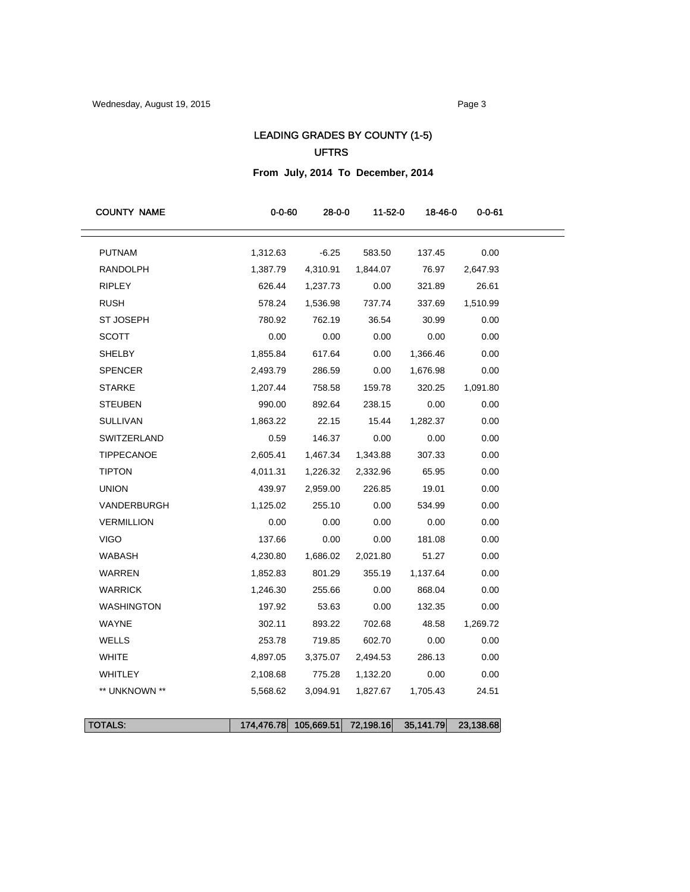# LEADING GRADES BY COUNTY (1-5)

## UFTRS

### From July, 2014 To December, 2014

| COUNTY NAME | 0-0-60 | 28-0-0 | 11-52-0 | 18-46-0 | 0-0-61 |
|---|---|---|---|---|---|
| PUTNAM | 1,312.63 | -6.25 | 583.50 | 137.45 | 0.00 |
| RANDOLPH | 1,387.79 | 4,310.91 | 1,844.07 | 76.97 | 2,647.93 |
| RIPLEY | 626.44 | 1,237.73 | 0.00 | 321.89 | 26.61 |
| RUSH | 578.24 | 1,536.98 | 737.74 | 337.69 | 1,510.99 |
| ST JOSEPH | 780.92 | 762.19 | 36.54 | 30.99 | 0.00 |
| SCOTT | 0.00 | 0.00 | 0.00 | 0.00 | 0.00 |
| SHELBY | 1,855.84 | 617.64 | 0.00 | 1,366.46 | 0.00 |
| SPENCER | 2,493.79 | 286.59 | 0.00 | 1,676.98 | 0.00 |
| STARKE | 1,207.44 | 758.58 | 159.78 | 320.25 | 1,091.80 |
| STEUBEN | 990.00 | 892.64 | 238.15 | 0.00 | 0.00 |
| SULLIVAN | 1,863.22 | 22.15 | 15.44 | 1,282.37 | 0.00 |
| SWITZERLAND | 0.59 | 146.37 | 0.00 | 0.00 | 0.00 |
| TIPPECANOE | 2,605.41 | 1,467.34 | 1,343.88 | 307.33 | 0.00 |
| TIPTON | 4,011.31 | 1,226.32 | 2,332.96 | 65.95 | 0.00 |
| UNION | 439.97 | 2,959.00 | 226.85 | 19.01 | 0.00 |
| VANDERBURGH | 1,125.02 | 255.10 | 0.00 | 534.99 | 0.00 |
| VERMILLION | 0.00 | 0.00 | 0.00 | 0.00 | 0.00 |
| VIGO | 137.66 | 0.00 | 0.00 | 181.08 | 0.00 |
| WABASH | 4,230.80 | 1,686.02 | 2,021.80 | 51.27 | 0.00 |
| WARREN | 1,852.83 | 801.29 | 355.19 | 1,137.64 | 0.00 |
| WARRICK | 1,246.30 | 255.66 | 0.00 | 868.04 | 0.00 |
| WASHINGTON | 197.92 | 53.63 | 0.00 | 132.35 | 0.00 |
| WAYNE | 302.11 | 893.22 | 702.68 | 48.58 | 1,269.72 |
| WELLS | 253.78 | 719.85 | 602.70 | 0.00 | 0.00 |
| WHITE | 4,897.05 | 3,375.07 | 2,494.53 | 286.13 | 0.00 |
| WHITLEY | 2,108.68 | 775.28 | 1,132.20 | 0.00 | 0.00 |
| ** UNKNOWN ** | 5,568.62 | 3,094.91 | 1,827.67 | 1,705.43 | 24.51 |
| TOTALS: | 174,476.78 | 105,669.51 | 72,198.16 | 35,141.79 | 23,138.68 |